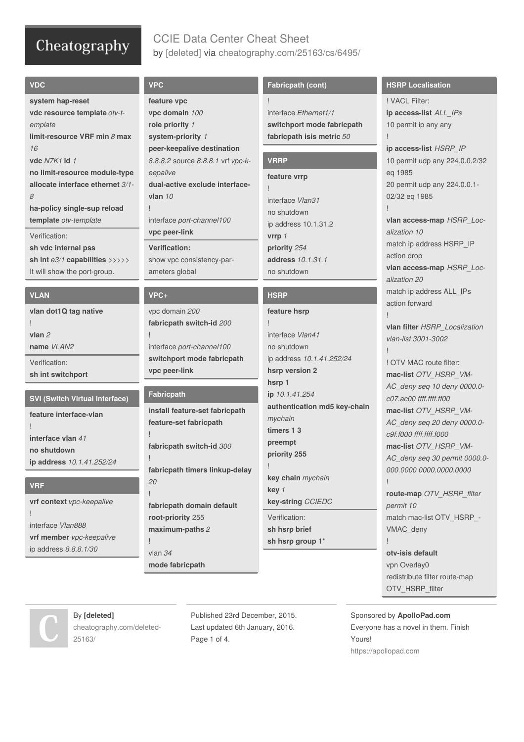# CCIE Data Center Cheat Sheet

by [deleted] via cheatography.com/25163/cs/6495/

## VDC

**system hap-reset**
**vdc resource template** *otv-template*
**limit-resource VRF min** *8* **max** *16*
**vdc** *N7K1* **id** *1*
**no limit-resource module-type**
**allocate interface ethernet** *3/1-8*
**ha-policy single-sup reload**
**template** *otv-template*

Verification:
**sh vdc internal pss**
**sh int** *e3/1* **capabilities** >>>>>
It will show the port-group.

## VLAN

**vlan dot1Q tag native**
!
**vlan** *2*
**name** *VLAN2*

Verification:
**sh int switchport**

## SVI (Switch Virtual Interface)

**feature interface-vlan**
!
**interface vlan** *41*
**no shutdown**
**ip address** *10.1.41.252/24*

## VRF

**vrf context** *vpc-keepalive*
!
interface *Vlan888*
**vrf member** *vpc-keepalive*
ip address *8.8.8.1/30*

## VPC

**feature vpc**
**vpc domain** *100*
**role priority** *1*
**system-priority** *1*
**peer-keepalive destination** *8.8.8.2* source *8.8.8.1* vrf *vpc-keepalive*
**dual-active exclude interface-vlan** *10*
!
interface *port-channel100*
**vpc peer-link**

**Verification:**
show vpc consistency-parameters global

## VPC+

vpc domain *200*
**fabricpath switch-id** *200*
!
interface *port-channel100*
**switchport mode fabricpath**
**vpc peer-link**

## Fabricpath

**install feature-set fabricpath**
**feature-set fabricpath**
!
**fabricpath switch-id** *300*
!
**fabricpath timers linkup-delay** *20*
!
**fabricpath domain default**
**root-priority** 255
**maximum-paths** *2*
!
vlan *34*
**mode fabricpath**

## Fabricpath (cont)

!
interface *Ethernet1/1*
**switchport mode fabricpath**
**fabricpath isis metric** *50*

## VRRP

**feature vrrp**
!
interface *Vlan31*
no shutdown
ip address 10.1.31.2
**vrrp** *1*
**priority** *254*
**address** *10.1.31.1*
no shutdown

## HSRP

**feature hsrp**
!
interface *Vlan41*
no shutdown
ip address *10.1.41.252/24*
**hsrp version 2**
**hsrp 1**
**ip** *10.1.41.254*
**authentication md5 key-chain** *mychain*
**timers 1 3**
**preempt**
**priority 255**
!
**key chain** *mychain*
**key** *1*
**key-string** *CCIEDC*

Verification:
**sh hsrp brief**
**sh hsrp group** 1*

## HSRP Localisation

! VACL Filter:
**ip access-list** *ALL_IPs*
10 permit ip any any
!
**ip access-list** *HSRP_IP*
10 permit udp any 224.0.0.2/32 eq 1985
20 permit udp any 224.0.0.102/32 eq 1985
!
**vlan access-map** *HSRP_Localization 10*
match ip address HSRP_IP
action drop
**vlan access-map** *HSRP_Localization 20*
match ip address ALL_IPs
action forward
!
**vlan filter** *HSRP_Localization vlan-list 3001-3002*
!
! OTV MAC route filter:
**mac-list** *OTV_HSRP_VMAC_deny seq 10 deny 0000.0c07.ac00 ffff.ffff.ff00*
**mac-list** *OTV_HSRP_VMAC_deny seq 20 deny 0000.0c9f.f000 ffff.ffff.f000*
**mac-list** *OTV_HSRP_VMAC_deny seq 30 permit 0000.0000.0000 0000.0000.0000*
!
**route-map** *OTV_HSRP_filter permit 10*
match mac-list OTV_HSRP_VMAC_deny
!
**otv-isis default**
vpn Overlay0
redistribute filter route-map OTV_HSRP_filter

By **[deleted]**
cheatography.com/deleted-25163/

Published 23rd December, 2015.
Last updated 6th January, 2016.

Sponsored by **ApolloPad.com**
Everyone has a novel in them. Finish Yours!
https://apollopad.com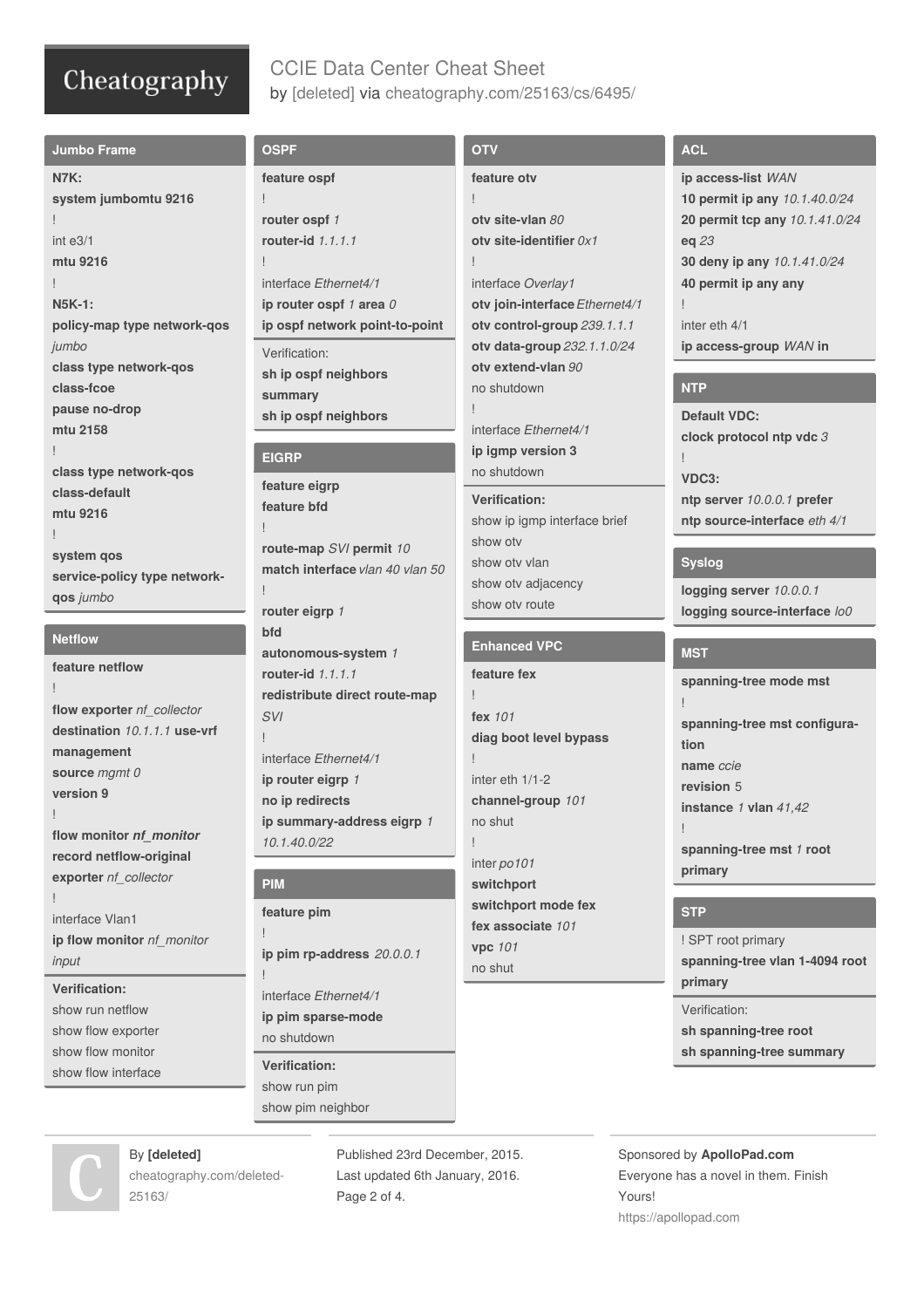# CCIE Data Center Cheat Sheet

by [deleted] via cheatography.com/25163/cs/6495/

## Jumbo Frame

**N7K:**

```
system jumbomtu 9216
!
int e3/1
mtu 9216
!
```

**N5K-1:**

```
policy-map type network-qos jumbo
class type network-qos class-fcoe
pause no-drop
mtu 2158
!
class type network-qos class-default
mtu 9216
!
system qos
service-policy type network-qos jumbo
```

## Netflow

```
feature netflow
!
flow exporter nf_collector
destination 10.1.1.1 use-vrf management
source mgmt 0
version 9
!
flow monitor nf_monitor
record netflow-original
exporter nf_collector
!
interface Vlan1
ip flow monitor nf_monitor input
```

**Verification:**

```
show run netflow
show flow exporter
show flow monitor
show flow interface
```

## OSPF

```
feature ospf
!
router ospf 1
router-id 1.1.1.1
!
interface Ethernet4/1
ip router ospf 1 area 0
ip ospf network point-to-point
```

Verification:

```
sh ip ospf neighbors summary
sh ip ospf neighbors
```

## EIGRP

```
feature eigrp
feature bfd
!
route-map SVI permit 10
match interface vlan 40 vlan 50
!
router eigrp 1
bfd
autonomous-system 1
router-id 1.1.1.1
redistribute direct route-map SVI
!
interface Ethernet4/1
ip router eigrp 1
no ip redirects
ip summary-address eigrp 1 10.1.40.0/22
```

## PIM

```
feature pim
!
ip pim rp-address 20.0.0.1
!
interface Ethernet4/1
ip pim sparse-mode
no shutdown
```

**Verification:**

```
show run pim
show pim neighbor
```

## OTV

```
feature otv
!
otv site-vlan 80
otv site-identifier 0x1
!
interface Overlay1
otv join-interface Ethernet4/1
otv control-group 239.1.1.1
otv data-group 232.1.1.0/24
otv extend-vlan 90
no shutdown
!
interface Ethernet4/1
ip igmp version 3
no shutdown
```

**Verification:**

```
show ip igmp interface brief
show otv
show otv vlan
show otv adjacency
show otv route
```

## Enhanced VPC

```
feature fex
!
fex 101
diag boot level bypass
!
inter eth 1/1-2
channel-group 101
no shut
!
inter po101
switchport
switchport mode fex
fex associate 101
vpc 101
no shut
```

## ACL

```
ip access-list WAN
10 permit ip any 10.1.40.0/24
20 permit tcp any 10.1.41.0/24 eq 23
30 deny ip any 10.1.41.0/24
40 permit ip any any
!
inter eth 4/1
ip access-group WAN in
```

## NTP

**Default VDC:**

```
clock protocol ntp vdc 3
!
```

**VDC3:**

```
ntp server 10.0.0.1 prefer
ntp source-interface eth 4/1
```

## Syslog

```
logging server 10.0.0.1
logging source-interface lo0
```

## MST

```
spanning-tree mode mst
!
spanning-tree mst configuration
name ccie
revision 5
instance 1 vlan 41,42
!
spanning-tree mst 1 root primary
```

## STP

```
! SPT root primary
spanning-tree vlan 1-4094 root primary
```

Verification:

```
sh spanning-tree root
sh spanning-tree summary
```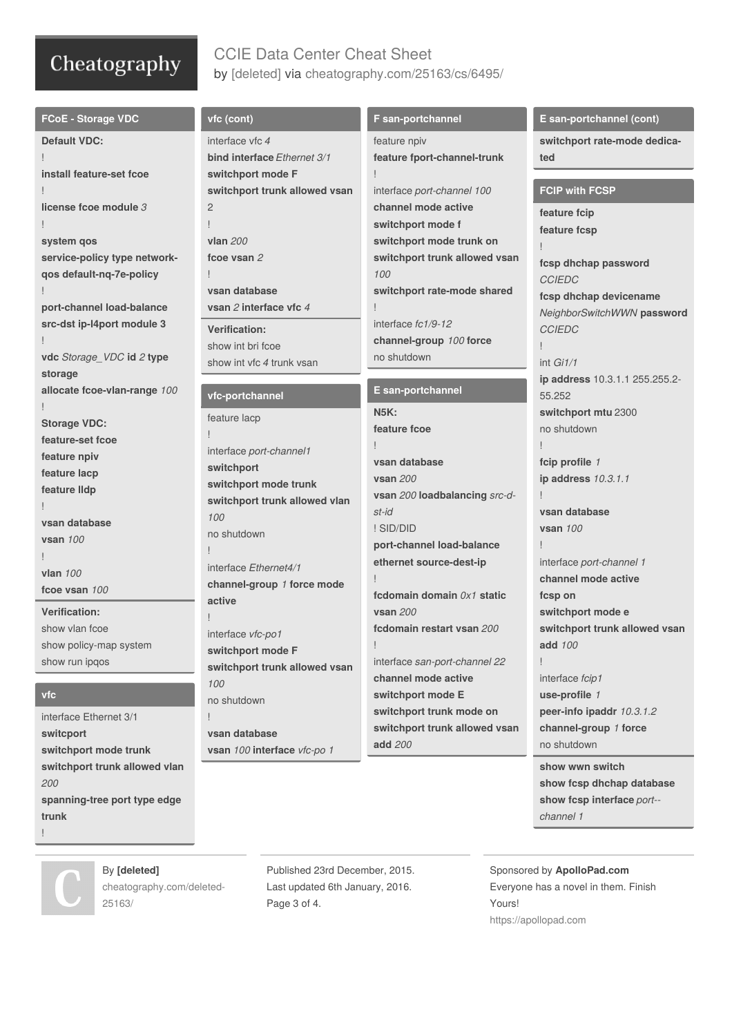# CCIE Data Center Cheat Sheet

by [deleted] via cheatography.com/25163/cs/6495/

## FCoE - Storage VDC

**Default VDC:**

!

**install feature-set fcoe**

!

**license fcoe module** *3*

!

**system qos**

**service-policy type network-qos default-nq-7e-policy**

!

**port-channel load-balance src-dst ip-l4port module 3**

!

**vdc** *Storage_VDC* **id** *2* **type storage**

**allocate fcoe-vlan-range** *100*

!

**Storage VDC:**

**feature-set fcoe**

**feature npiv**

**feature lacp**

**feature lldp**

!

**vsan database**

**vsan** *100*

!

**vlan** *100*

**fcoe vsan** *100*

**Verification:**

show vlan fcoe

show policy-map system

show run ipqos

## vfc

interface Ethernet 3/1

**switcport**

**switchport mode trunk**

**switchport trunk allowed vlan** *200*

**spanning-tree port type edge trunk**

!

## vfc (cont)

interface vfc *4*

**bind interface** *Ethernet 3/1*

**switchport mode F**

**switchport trunk allowed vsan** 2

!

**vlan** *200*

**fcoe vsan** *2*

!

**vsan database**

**vsan** *2* **interface vfc** *4*

**Verification:**

show int bri fcoe

show int vfc *4* trunk vsan

## vfc-portchannel

feature lacp

!

interface *port-channel1*

**switchport**

**switchport mode trunk**

**switchport trunk allowed vlan** *100*

no shutdown

!

interface *Ethernet4/1*

**channel-group** *1* **force mode active**

!

interface *vfc-po1*

**switchport mode F**

**switchport trunk allowed vsan** *100*

no shutdown

!

**vsan database**

**vsan** *100* **interface** *vfc-po 1*

## F san-portchannel

feature npiv

**feature fport-channel-trunk**

!

interface *port-channel 100*

**channel mode active**

**switchport mode f**

**switchport mode trunk on**

**switchport trunk allowed vsan** *100*

**switchport rate-mode shared**

!

interface *fc1/9-12*

**channel-group** *100* **force**

no shutdown

## E san-portchannel

**N5K:**

**feature fcoe**

!

**vsan database**

**vsan** *200*

**vsan** *200* **loadbalancing** *src-dst-id*

! SID/DID

**port-channel load-balance ethernet source-dest-ip**

!

**fcdomain domain** *0x1* **static vsan** *200*

**fcdomain restart vsan** *200*

!

interface *san-port-channel 22*

**channel mode active**

**switchport mode E**

**switchport trunk mode on**

**switchport trunk allowed vsan add** *200*

## E san-portchannel (cont)

**switchport rate-mode dedicated**

## FCIP with FCSP

**feature fcip**

**feature fcsp**

!

**fcsp dhchap password** *CCIEDC*

**fcsp dhchap devicename** *NeighborSwitchWWN* **password** *CCIEDC*

!

int *Gi1/1*

**ip address** 10.3.1.1 255.255.255.252

**switchport mtu** 2300

no shutdown

!

**fcip profile** *1*

**ip address** *10.3.1.1*

!

**vsan database**

**vsan** *100*

!

interface *port-channel 1*

**channel mode active**

**fcsp on**

**switchport mode e**

**switchport trunk allowed vsan add** *100*

!

interface *fcip1*

**use-profile** *1*

**peer-info ipaddr** *10.3.1.2*

**channel-group** *1* **force**

no shutdown

**show wwn switch**

**show fcsp dhchap database**

**show fcsp interface** *port-channel 1*

By **[deleted]**
cheatography.com/deleted-25163/

Published 23rd December, 2015.
Last updated 6th January, 2016.

Sponsored by **ApolloPad.com**
Everyone has a novel in them. Finish Yours!
https://apollopad.com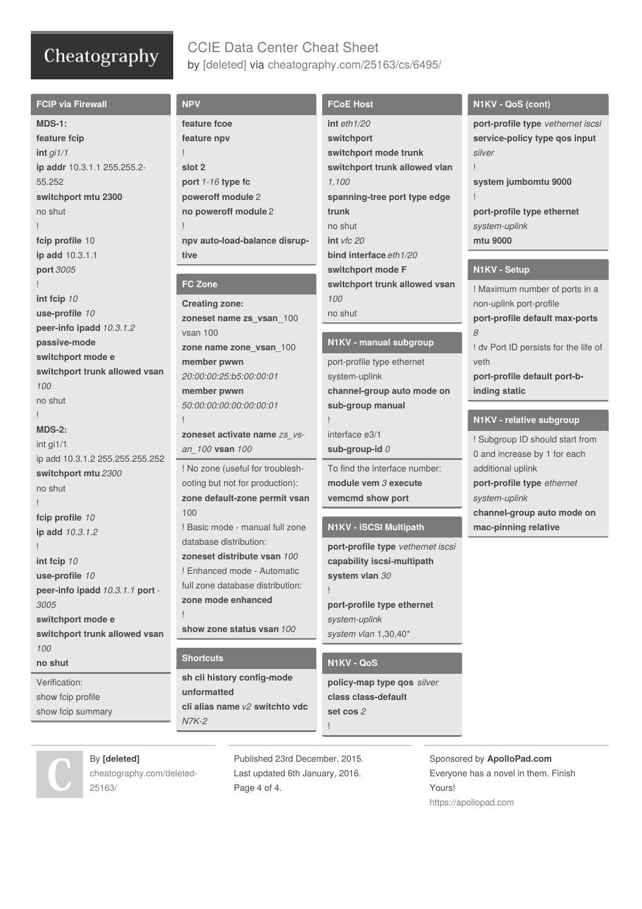# CCIE Data Center Cheat Sheet

by [deleted] via cheatography.com/25163/cs/6495/

## FCIP via Firewall

**MDS-1:**
**feature fcip**
**int** *gi1/1*
**ip addr** 10.3.1.1 255.255.255.252
**switchport mtu 2300**
no shut
!
**fcip profile** 10
**ip add** 10.3.1.1
**port** *3005*
!
**int fcip** *10*
**use-profile** *10*
**peer-info ipadd** *10.3.1.2*
**passive-mode**
**switchport mode e**
**switchport trunk allowed vsan** *100*
no shut
!
**MDS-2:**
int gi1/1
ip add 10.3.1.2 255.255.255.252
**switchport mtu** *2300*
no shut
!
**fcip profile** *10*
**ip add** *10.3.1.2*
!
**int fcip** *10*
**use-profile** *10*
**peer-info ipadd** *10.3.1.1* **port** - *3005*
**switchport mode e**
**switchport trunk allowed vsan** *100*
**no shut**

Verification:
show fcip profile
show fcip summary

## NPV

**feature fcoe**
**feature npv**
!
**slot 2**
**port** *1-16* **type fc**
**poweroff module** 2
**no poweroff module** 2
!
**npv auto-load-balance disruptive**

## FC Zone

**Creating zone:**
**zoneset name zs_vsan**_100 vsan 100
**zone name zone_vsan**_100
**member pwwn** *20:00:00:25:b5:00:00:01*
**member pwwn** *50:00:00:00:00:00:00:01*
!
**zoneset activate name** *zs_vsan_100* **vsan** *100*

! No zone (useful for troubleshooting but not for production):
**zone default-zone permit vsan** 100
! Basic mode - manual full zone database distribution:
**zoneset distribute vsan** *100*
! Enhanced mode - Automatic full zone database distribution:
**zone mode enhanced**
!
**show zone status vsan** *100*

## Shortcuts

**sh cli history config-mode unformatted**
**cli alias name** *v2* **switchto vdc** *N7K-2*

## FCoE Host

**int** *eth1/20*
**switchport**
**switchport mode trunk**
**switchport trunk allowed vlan** *1,100*
**spanning-tree port type edge trunk**
no shut
**int** *vfc 20*
**bind interface** *eth1/20*
**switchport mode F**
**switchport trunk allowed vsan** *100*
no shut

## N1KV - manual subgroup

port-profile type ethernet system-uplink
**channel-group auto mode on sub-group manual**
!
interface e3/1
**sub-group-id** *0*

To find the interface number:
**module vem** *3* **execute vemcmd show port**

## N1KV - iSCSI Multipath

**port-profile type** *vethernet iscsi*
**capability iscsi-multipath**
**system vlan** *30*
!
**port-profile type ethernet** *system-uplink*
*system vlan* 1,30,40*

## N1KV - QoS

**policy-map type qos** *silver*
**class class-default**
**set cos** *2*
!

## N1KV - QoS (cont)

**port-profile type** *vethernet iscsi*
**service-policy type qos input** *silver*
!
**system jumbomtu 9000**
!
**port-profile type ethernet** *system-uplink*
**mtu 9000**

## N1KV - Setup

! Maximum number of ports in a non-uplink port-profile
**port-profile default max-ports** *8*
! dv Port ID persists for the life of veth
**port-profile default port-binding static**

## N1KV - relative subgroup

! Subgroup ID should start from 0 and increase by 1 for each additional uplink
**port-profile type** *ethernet system-uplink*
**channel-group auto mode on mac-pinning relative**

By **[deleted]** cheatography.com/deleted-25163/

Published 23rd December, 2015.
Last updated 6th January, 2016.

Sponsored by **ApolloPad.com**
Everyone has a novel in them. Finish Yours!
https://apollopad.com